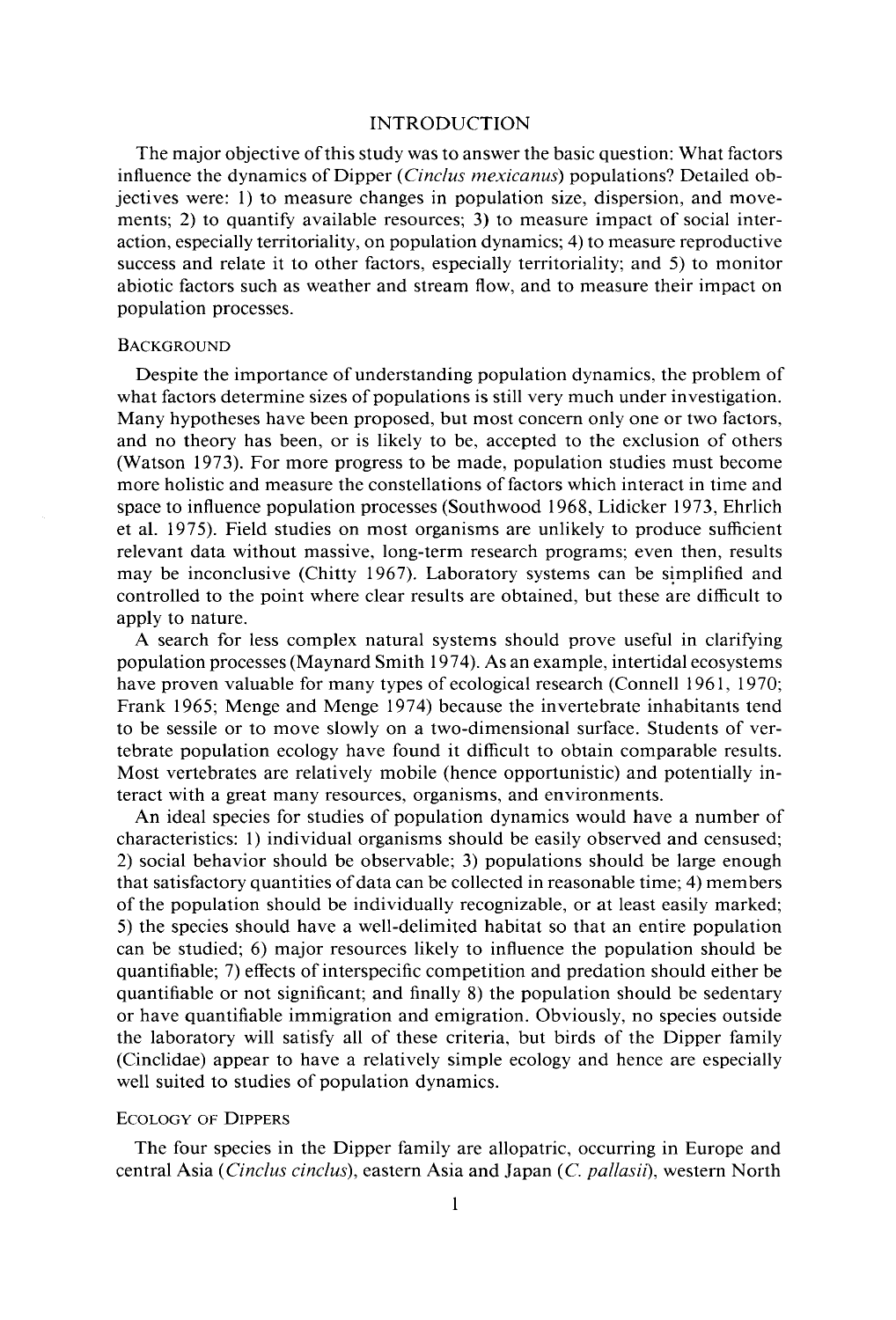# INTRODUCTION

The major objective of this study was to answer the basic question: What factors influence the dynamics of Dipper (*Cinclus mexicanus*) populations? Detailed objectives were: 1) to measure changes in population size, dispersion, and movements; 2) to quantify available resources; 3) to measure impact of social interaction, especially territoriality, on population dynamics; 4) to measure reproductive success and relate it to other factors, especially territoriality; and 5) to monitor abiotic factors such as weather and stream flow, and to measure their impact on population processes.

## BACKGROUND

Despite the importance of understanding population dynamics, the problem of what factors determine sizes of populations is still very much under investigation. Many hypotheses have been proposed, but most concern only one or two factors, and no theory has been, or is likely to be, accepted to the exclusion of others (Watson 1973). For more progress to be made, population studies must become more holistic and measure the constellations of factors which interact in time and space to influence population processes (Southwood 1968, Lidicker 1973, Ehrlich et al. 1975). Field studies on most organisms are unlikely to produce sufficient relevant data without massive, long-term research programs; even then, results may be inconclusive (Chitty 1967). Laboratory systems can be simplified and controlled to the point where clear results are obtained, but these are difficult to apply to nature.

A search for less complex natural systems should prove useful in clarifying population processes (Maynard Smith 1974). As an example, intertidal ecosystems have proven valuable for many types of ecological research (Connell 1961, 1970; Frank 1965; Menge and Menge 1974) because the invertebrate inhabitants tend to be sessile or to move slowly on a two-dimensional surface. Students of vertebrate population ecology have found it difficult to obtain comparable results. Most vertebrates are relatively mobile (hence opportunistic) and potentially interact with a great many resources, organisms, and environments.

An ideal species for studies of population dynamics would have a number of characteristics: 1) individual organisms should be easily observed and censused; 2) social behavior should be observable; 3) populations should be large enough that satisfactory quantities of data can be collected in reasonable time; 4) members of the population should be individually recognizable, or at least easily marked; 5) the species should have a well-delimited habitat so that an entire population can be studied; 6) major resources likely to influence the population should be quantifiable; 7) effects of interspecific competition and predation should either be quantifiable or not significant; and finally 8) the population should be sedentary or have quantifiable immigration and emigration. Obviously, no species outside the laboratory will satisfy all of these criteria, but birds of the Dipper family (Cinclidae) appear to have a relatively simple ecology and hence are especially well suited to studies of population dynamics.

## ECOLOGY OF DIPPERS

The four species in the Dipper family are allopatric, occurring in Europe and central Asia (*Cinclus cinclus*), eastern Asia and Japan (*C. pallasii*), western North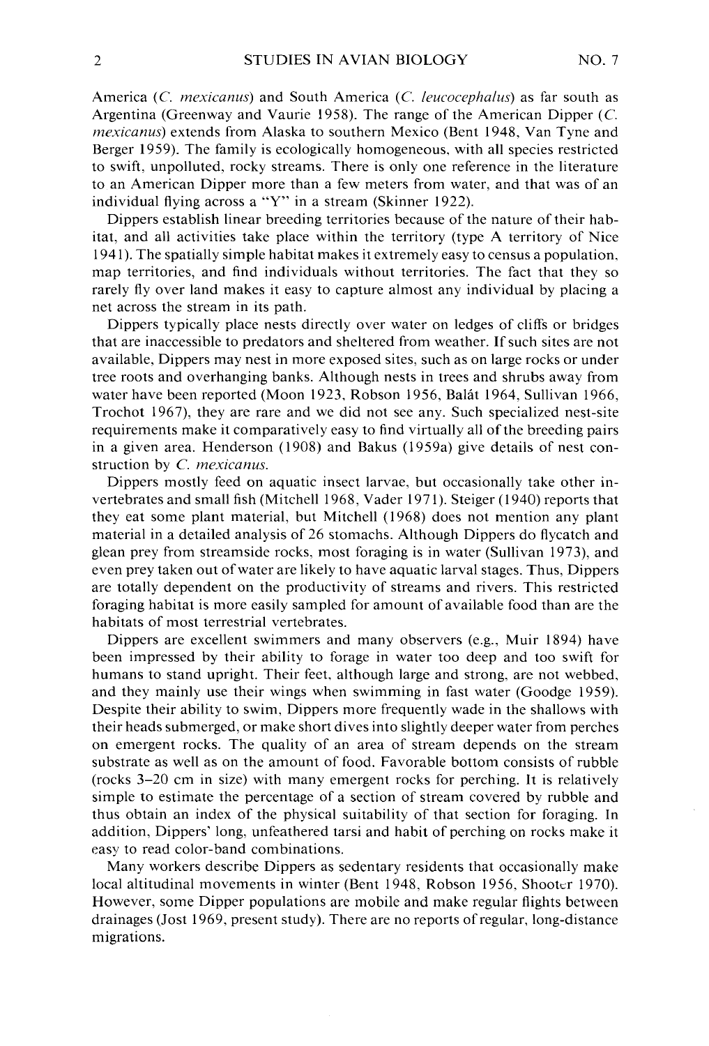America (*C. mexicanus*) and South America (*C. leucocephalus*) as far south as Argentina (Greenway and Vaurie 1958). The range of the American Dipper (*C. mexicanus*) extends from Alaska to southern Mexico (Bent 1948, Van Tyne and Berger 1959). The family is ecologically homogeneous, with all species restricted to swift, unpolluted, rocky streams. There is only one reference in the literature to an American Dipper more than a few meters from water, and that was of an individual flying across a "Y" in a stream (Skinner 1922).

Dippers establish linear breeding territories because of the nature of their habitat, and all activities take place within the territory (type A territory of Nice 1941). The spatially simple habitat makes it extremely easy to census a population, map territories, and find individuals without territories. The fact that they so rarely fly over land makes it easy to capture almost any individual by placing a net across the stream in its path.

Dippers typically place nests directly over water on ledges of cliffs or bridges that are inaccessible to predators and sheltered from weather. If such sites are not available, Dippers may nest in more exposed sites, such as on large rocks or under tree roots and overhanging banks. Although nests in trees and shrubs away from water have been reported (Moon 1923, Robson 1956, Balát 1964, Sullivan 1966, Trochot 1967), they are rare and we did not see any. Such specialized nest-site requirements make it comparatively easy to find virtually all of the breeding pairs in a given area. Henderson (1908) and Bakus (1959a) give details of nest construction by *C. mexicanus*.

Dippers mostly feed on aquatic insect larvae, but occasionally take other invertebrates and small fish (Mitchell 1968, Vader 1971). Steiger (1940) reports that they eat some plant material, but Mitchell (1968) does not mention any plant material in a detailed analysis of 26 stomachs. Although Dippers do flycatch and glean prey from streamside rocks, most foraging is in water (Sullivan 1973), and even prey taken out of water are likely to have aquatic larval stages. Thus, Dippers are totally dependent on the productivity of streams and rivers. This restricted foraging habitat is more easily sampled for amount of available food than are the habitats of most terrestrial vertebrates.

Dippers are excellent swimmers and many observers (e.g., Muir 1894) have been impressed by their ability to forage in water too deep and too swift for humans to stand upright. Their feet, although large and strong, are not webbed, and they mainly use their wings when swimming in fast water (Goodge 1959). Despite their ability to swim, Dippers more frequently wade in the shallows with their heads submerged, or make short dives into slightly deeper water from perches on emergent rocks. The quality of an area of stream depends on the stream substrate as well as on the amount of food. Favorable bottom consists of rubble (rocks 3–20 cm in size) with many emergent rocks for perching. It is relatively simple to estimate the percentage of a section of stream covered by rubble and thus obtain an index of the physical suitability of that section for foraging. In addition, Dippers' long, unfeathered tarsi and habit of perching on rocks make it easy to read color-band combinations.

Many workers describe Dippers as sedentary residents that occasionally make local altitudinal movements in winter (Bent 1948, Robson 1956, Shooter 1970). However, some Dipper populations are mobile and make regular flights between drainages (Jost 1969, present study). There are no reports of regular, long-distance migrations.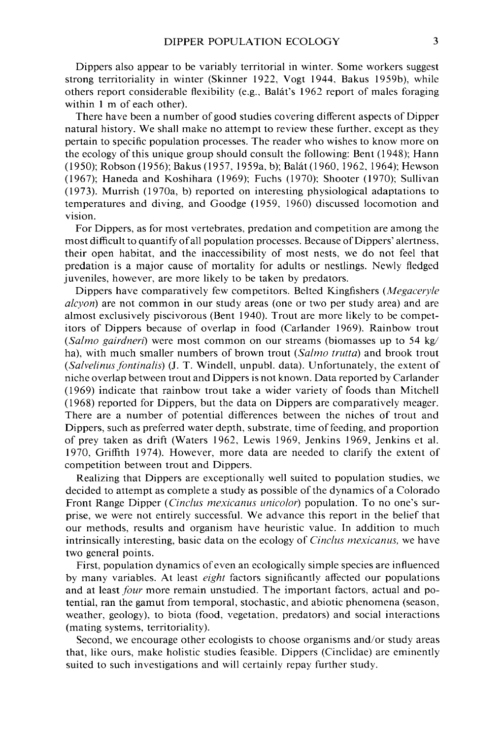Dippers also appear to be variably territorial in winter. Some workers suggest strong territoriality in winter (Skinner 1922, Vogt 1944, Bakus 1959b), while others report considerable flexibility (e.g., Balát's 1962 report of males foraging within 1 m of each other).

There have been a number of good studies covering different aspects of Dipper natural history. We shall make no attempt to review these further, except as they pertain to specific population processes. The reader who wishes to know more on the ecology of this unique group should consult the following: Bent (1948); Hann (1950); Robson (1956); Bakus (1957, 1959a, b); Balát (1960, 1962, 1964); Hewson (1967); Haneda and Koshihara (1969); Fuchs (1970); Shooter (1970); Sullivan (1973). Murrish (1970a, b) reported on interesting physiological adaptations to temperatures and diving, and Goodge (1959, 1960) discussed locomotion and vision.

For Dippers, as for most vertebrates, predation and competition are among the most difficult to quantify of all population processes. Because of Dippers' alertness, their open habitat, and the inaccessibility of most nests, we do not feel that predation is a major cause of mortality for adults or nestlings. Newly fledged juveniles, however, are more likely to be taken by predators.

Dippers have comparatively few competitors. Belted Kingfishers (*Megaceryle alcyon*) are not common in our study areas (one or two per study area) and are almost exclusively piscivorous (Bent 1940). Trout are more likely to be competitors of Dippers because of overlap in food (Carlander 1969). Rainbow trout (*Salmo gairdneri*) were most common on our streams (biomasses up to 54 kg/ha), with much smaller numbers of brown trout (*Salmo trutta*) and brook trout (*Salvelinus fontinalis*) (J. T. Windell, unpubl. data). Unfortunately, the extent of niche overlap between trout and Dippers is not known. Data reported by Carlander (1969) indicate that rainbow trout take a wider variety of foods than Mitchell (1968) reported for Dippers, but the data on Dippers are comparatively meager. There are a number of potential differences between the niches of trout and Dippers, such as preferred water depth, substrate, time of feeding, and proportion of prey taken as drift (Waters 1962, Lewis 1969, Jenkins 1969, Jenkins et al. 1970, Griffith 1974). However, more data are needed to clarify the extent of competition between trout and Dippers.

Realizing that Dippers are exceptionally well suited to population studies, we decided to attempt as complete a study as possible of the dynamics of a Colorado Front Range Dipper (*Cinclus mexicanus unicolor*) population. To no one's surprise, we were not entirely successful. We advance this report in the belief that our methods, results and organism have heuristic value. In addition to much intrinsically interesting, basic data on the ecology of *Cinclus mexicanus*, we have two general points.

First, population dynamics of even an ecologically simple species are influenced by many variables. At least *eight* factors significantly affected our populations and at least *four* more remain unstudied. The important factors, actual and potential, ran the gamut from temporal, stochastic, and abiotic phenomena (season, weather, geology), to biota (food, vegetation, predators) and social interactions (mating systems, territoriality).

Second, we encourage other ecologists to choose organisms and/or study areas that, like ours, make holistic studies feasible. Dippers (Cinclidae) are eminently suited to such investigations and will certainly repay further study.